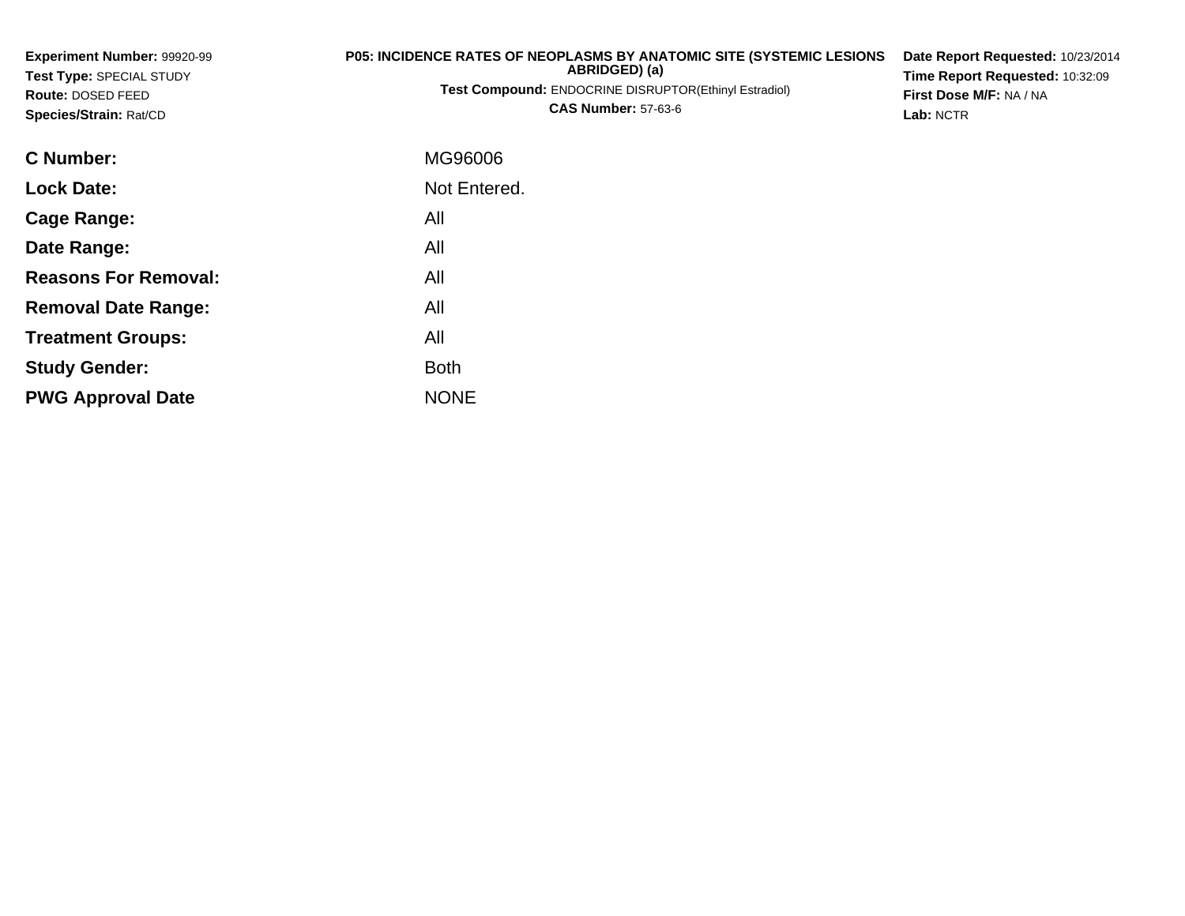**Experiment Number:** 99920-99
**Test Type:** SPECIAL STUDY
**Route:** DOSED FEED
**Species/Strain:** Rat/CD

**P05: INCIDENCE RATES OF NEOPLASMS BY ANATOMIC SITE (SYSTEMIC LESIONS ABRIDGED) (a)**
**Test Compound:** ENDOCRINE DISRUPTOR(Ethinyl Estradiol)
**CAS Number:** 57-63-6

**Date Report Requested:** 10/23/2014
**Time Report Requested:** 10:32:09
**First Dose M/F:** NA / NA
**Lab:** NCTR

| | |
|---|---|
| **C Number:** | MG96006 |
| **Lock Date:** | Not Entered. |
| **Cage Range:** | All |
| **Date Range:** | All |
| **Reasons For Removal:** | All |
| **Removal Date Range:** | All |
| **Treatment Groups:** | All |
| **Study Gender:** | Both |
| **PWG Approval Date** | NONE |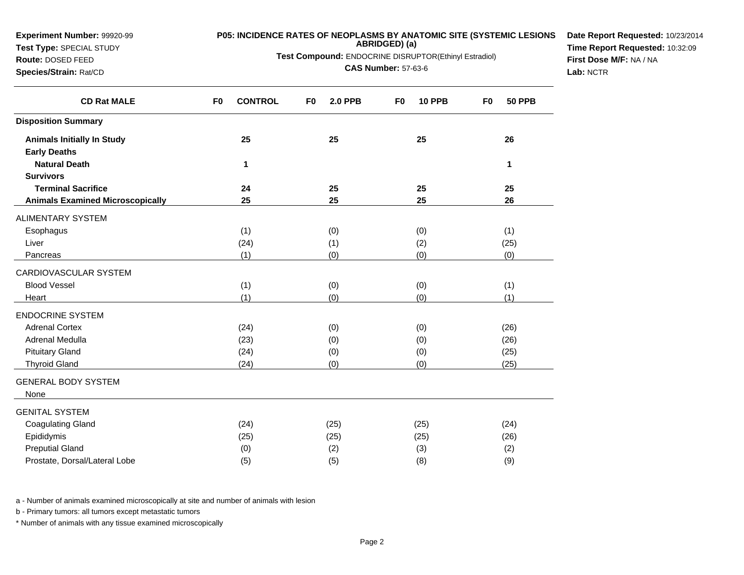**Experiment Number:** 99920-99
**Test Type:** SPECIAL STUDY
**Route:** DOSED FEED
**Species/Strain:** Rat/CD

**P05: INCIDENCE RATES OF NEOPLASMS BY ANATOMIC SITE (SYSTEMIC LESIONS ABRIDGED) (a)**
**Test Compound:** ENDOCRINE DISRUPTOR(Ethinyl Estradiol)
**CAS Number:** 57-63-6

**Date Report Requested:** 10/23/2014
**Time Report Requested:** 10:32:09
**First Dose M/F:** NA / NA
**Lab:** NCTR

| CD Rat MALE | F0 CONTROL | F0 2.0 PPB | F0 10 PPB | F0 50 PPB |
|---|---|---|---|---|
| **Disposition Summary** | | | | |
| **Animals Initially In Study** | **25** | **25** | **25** | **26** |
| **Early Deaths** | | | | |
| **Natural Death** | **1** | | | **1** |
| **Survivors** | | | | |
| **Terminal Sacrifice** | **24** | **25** | **25** | **25** |
| **Animals Examined Microscopically** | **25** | **25** | **25** | **26** |
| ALIMENTARY SYSTEM | | | | |
| Esophagus | (1) | (0) | (0) | (1) |
| Liver | (24) | (1) | (2) | (25) |
| Pancreas | (1) | (0) | (0) | (0) |
| CARDIOVASCULAR SYSTEM | | | | |
| Blood Vessel | (1) | (0) | (0) | (1) |
| Heart | (1) | (0) | (0) | (1) |
| ENDOCRINE SYSTEM | | | | |
| Adrenal Cortex | (24) | (0) | (0) | (26) |
| Adrenal Medulla | (23) | (0) | (0) | (26) |
| Pituitary Gland | (24) | (0) | (0) | (25) |
| Thyroid Gland | (24) | (0) | (0) | (25) |
| GENERAL BODY SYSTEM | | | | |
| None | | | | |
| GENITAL SYSTEM | | | | |
| Coagulating Gland | (24) | (25) | (25) | (24) |
| Epididymis | (25) | (25) | (25) | (26) |
| Preputial Gland | (0) | (2) | (3) | (2) |
| Prostate, Dorsal/Lateral Lobe | (5) | (5) | (8) | (9) |

a - Number of animals examined microscopically at site and number of animals with lesion

b - Primary tumors: all tumors except metastatic tumors

* Number of animals with any tissue examined microscopically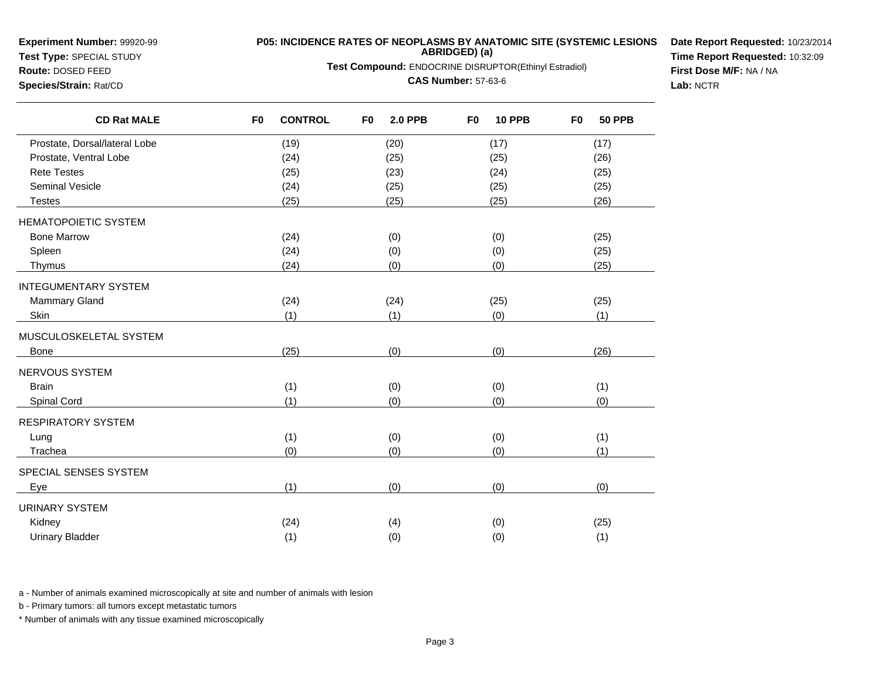**Experiment Number:** 99920-99
**Test Type:** SPECIAL STUDY
**Route:** DOSED FEED
**Species/Strain:** Rat/CD

**P05: INCIDENCE RATES OF NEOPLASMS BY ANATOMIC SITE (SYSTEMIC LESIONS ABRIDGED) (a)**

**Test Compound:** ENDOCRINE DISRUPTOR(Ethinyl Estradiol)

**CAS Number:** 57-63-6

**Date Report Requested:** 10/23/2014
**Time Report Requested:** 10:32:09
**First Dose M/F:** NA / NA
**Lab:** NCTR

| CD Rat MALE | F0 CONTROL | F0 2.0 PPB | F0 10 PPB | F0 50 PPB |
|---|---|---|---|---|
| Prostate, Dorsal/lateral Lobe | (19) | (20) | (17) | (17) |
| Prostate, Ventral Lobe | (24) | (25) | (25) | (26) |
| Rete Testes | (25) | (23) | (24) | (25) |
| Seminal Vesicle | (24) | (25) | (25) | (25) |
| Testes | (25) | (25) | (25) | (26) |
| HEMATOPOIETIC SYSTEM | | | | |
| Bone Marrow | (24) | (0) | (0) | (25) |
| Spleen | (24) | (0) | (0) | (25) |
| Thymus | (24) | (0) | (0) | (25) |
| INTEGUMENTARY SYSTEM | | | | |
| Mammary Gland | (24) | (24) | (25) | (25) |
| Skin | (1) | (1) | (0) | (1) |
| MUSCULOSKELETAL SYSTEM | | | | |
| Bone | (25) | (0) | (0) | (26) |
| NERVOUS SYSTEM | | | | |
| Brain | (1) | (0) | (0) | (1) |
| Spinal Cord | (1) | (0) | (0) | (0) |
| RESPIRATORY SYSTEM | | | | |
| Lung | (1) | (0) | (0) | (1) |
| Trachea | (0) | (0) | (0) | (1) |
| SPECIAL SENSES SYSTEM | | | | |
| Eye | (1) | (0) | (0) | (0) |
| URINARY SYSTEM | | | | |
| Kidney | (24) | (4) | (0) | (25) |
| Urinary Bladder | (1) | (0) | (0) | (1) |

a - Number of animals examined microscopically at site and number of animals with lesion

b - Primary tumors: all tumors except metastatic tumors

* Number of animals with any tissue examined microscopically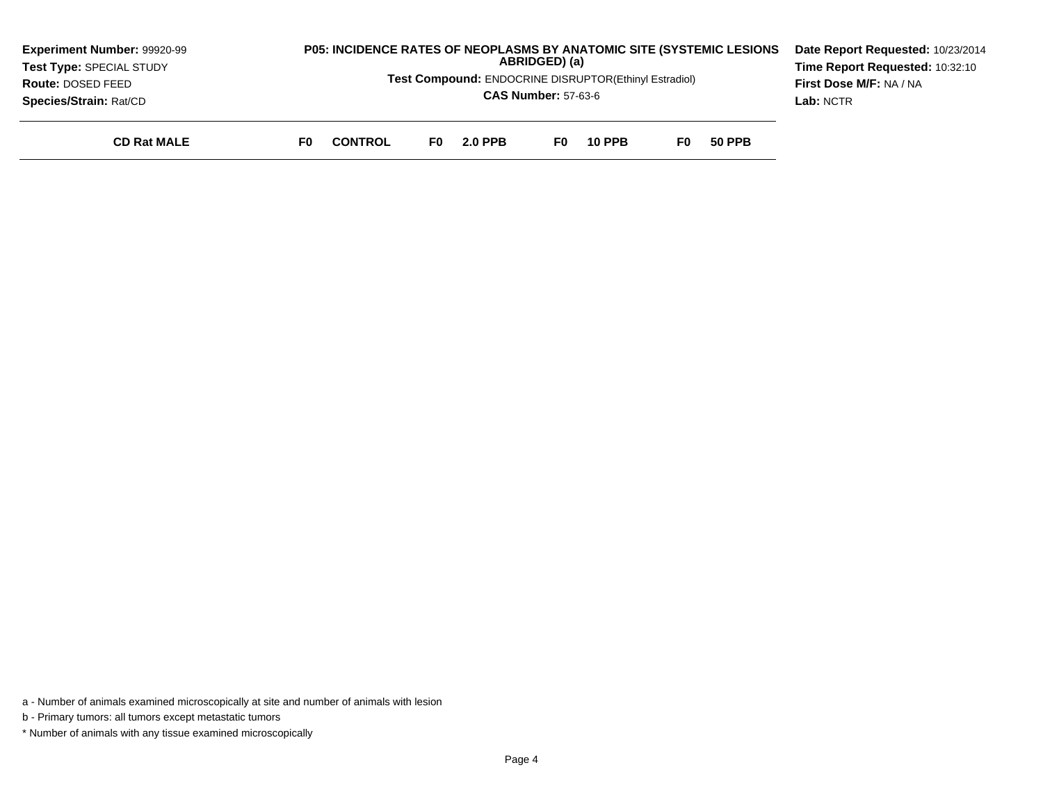**Experiment Number:** 99920-99
**Test Type:** SPECIAL STUDY
**Route:** DOSED FEED
**Species/Strain:** Rat/CD

**P05: INCIDENCE RATES OF NEOPLASMS BY ANATOMIC SITE (SYSTEMIC LESIONS ABRIDGED) (a)**

**Test Compound:** ENDOCRINE DISRUPTOR(Ethinyl Estradiol)

**CAS Number:** 57-63-6

**Date Report Requested:** 10/23/2014
**Time Report Requested:** 10:32:10
**First Dose M/F:** NA / NA
**Lab:** NCTR

| CD Rat MALE | F0 CONTROL | F0 2.0 PPB | F0 10 PPB | F0 50 PPB |
|---|---|---|---|---|

a - Number of animals examined microscopically at site and number of animals with lesion

b - Primary tumors: all tumors except metastatic tumors

* Number of animals with any tissue examined microscopically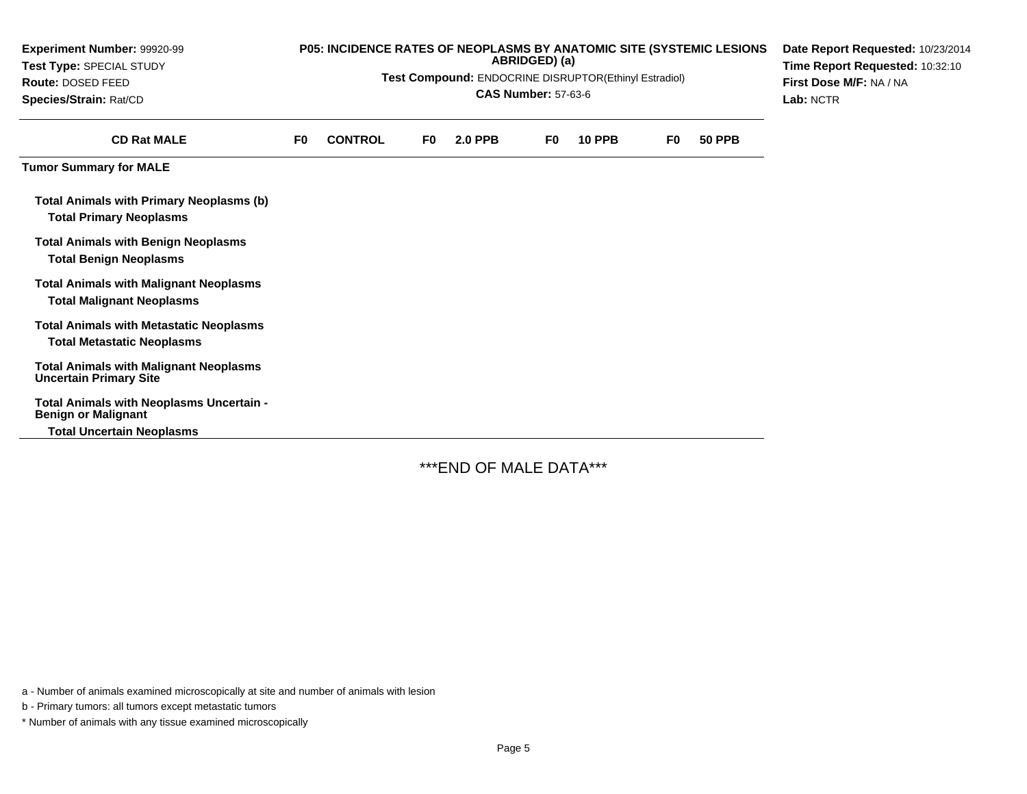**Experiment Number:** 99920-99
**Test Type:** SPECIAL STUDY
**Route:** DOSED FEED
**Species/Strain:** Rat/CD

**P05: INCIDENCE RATES OF NEOPLASMS BY ANATOMIC SITE (SYSTEMIC LESIONS ABRIDGED) (a)**

**Test Compound:** ENDOCRINE DISRUPTOR(Ethinyl Estradiol)

**CAS Number:** 57-63-6

**Date Report Requested:** 10/23/2014
**Time Report Requested:** 10:32:10
**First Dose M/F:** NA / NA
**Lab:** NCTR

| CD Rat MALE | F0 | CONTROL | F0 | 2.0 PPB | F0 | 10 PPB | F0 | 50 PPB |
|---|---|---|---|---|---|---|---|---|
| **Tumor Summary for MALE** | | | | | | | | |
| **Total Animals with Primary Neoplasms (b)** | | | | | | | | |
| **Total Primary Neoplasms** | | | | | | | | |
| **Total Animals with Benign Neoplasms** | | | | | | | | |
| **Total Benign Neoplasms** | | | | | | | | |
| **Total Animals with Malignant Neoplasms** | | | | | | | | |
| **Total Malignant Neoplasms** | | | | | | | | |
| **Total Animals with Metastatic Neoplasms** | | | | | | | | |
| **Total Metastatic Neoplasms** | | | | | | | | |
| **Total Animals with Malignant Neoplasms Uncertain Primary Site** | | | | | | | | |
| **Total Animals with Neoplasms Uncertain - Benign or Malignant** | | | | | | | | |
| **Total Uncertain Neoplasms** | | | | | | | | |

***END OF MALE DATA***

a - Number of animals examined microscopically at site and number of animals with lesion

b - Primary tumors: all tumors except metastatic tumors

* Number of animals with any tissue examined microscopically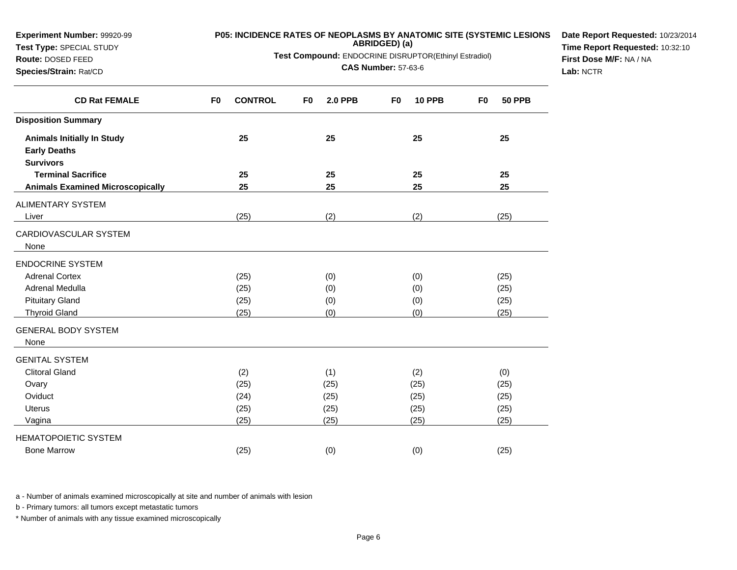**Experiment Number:** 99920-99
**Test Type:** SPECIAL STUDY
**Route:** DOSED FEED
**Species/Strain:** Rat/CD

**P05: INCIDENCE RATES OF NEOPLASMS BY ANATOMIC SITE (SYSTEMIC LESIONS ABRIDGED) (a)**

**Test Compound:** ENDOCRINE DISRUPTOR(Ethinyl Estradiol)

**CAS Number:** 57-63-6

**Date Report Requested:** 10/23/2014
**Time Report Requested:** 10:32:10
**First Dose M/F:** NA / NA
**Lab:** NCTR

| CD Rat FEMALE | F0 CONTROL | F0 2.0 PPB | F0 10 PPB | F0 50 PPB |
|---|---|---|---|---|
| **Disposition Summary** | | | | |
| **Animals Initially In Study** | 25 | 25 | 25 | 25 |
| **Early Deaths** | | | | |
| **Survivors** | | | | |
| **Terminal Sacrifice** | 25 | 25 | 25 | 25 |
| **Animals Examined Microscopically** | 25 | 25 | 25 | 25 |
| ALIMENTARY SYSTEM | | | | |
| Liver | (25) | (2) | (2) | (25) |
| CARDIOVASCULAR SYSTEM | | | | |
| None | | | | |
| ENDOCRINE SYSTEM | | | | |
| Adrenal Cortex | (25) | (0) | (0) | (25) |
| Adrenal Medulla | (25) | (0) | (0) | (25) |
| Pituitary Gland | (25) | (0) | (0) | (25) |
| Thyroid Gland | (25) | (0) | (0) | (25) |
| GENERAL BODY SYSTEM | | | | |
| None | | | | |
| GENITAL SYSTEM | | | | |
| Clitoral Gland | (2) | (1) | (2) | (0) |
| Ovary | (25) | (25) | (25) | (25) |
| Oviduct | (24) | (25) | (25) | (25) |
| Uterus | (25) | (25) | (25) | (25) |
| Vagina | (25) | (25) | (25) | (25) |
| HEMATOPOIETIC SYSTEM | | | | |
| Bone Marrow | (25) | (0) | (0) | (25) |

a - Number of animals examined microscopically at site and number of animals with lesion

b - Primary tumors: all tumors except metastatic tumors

* Number of animals with any tissue examined microscopically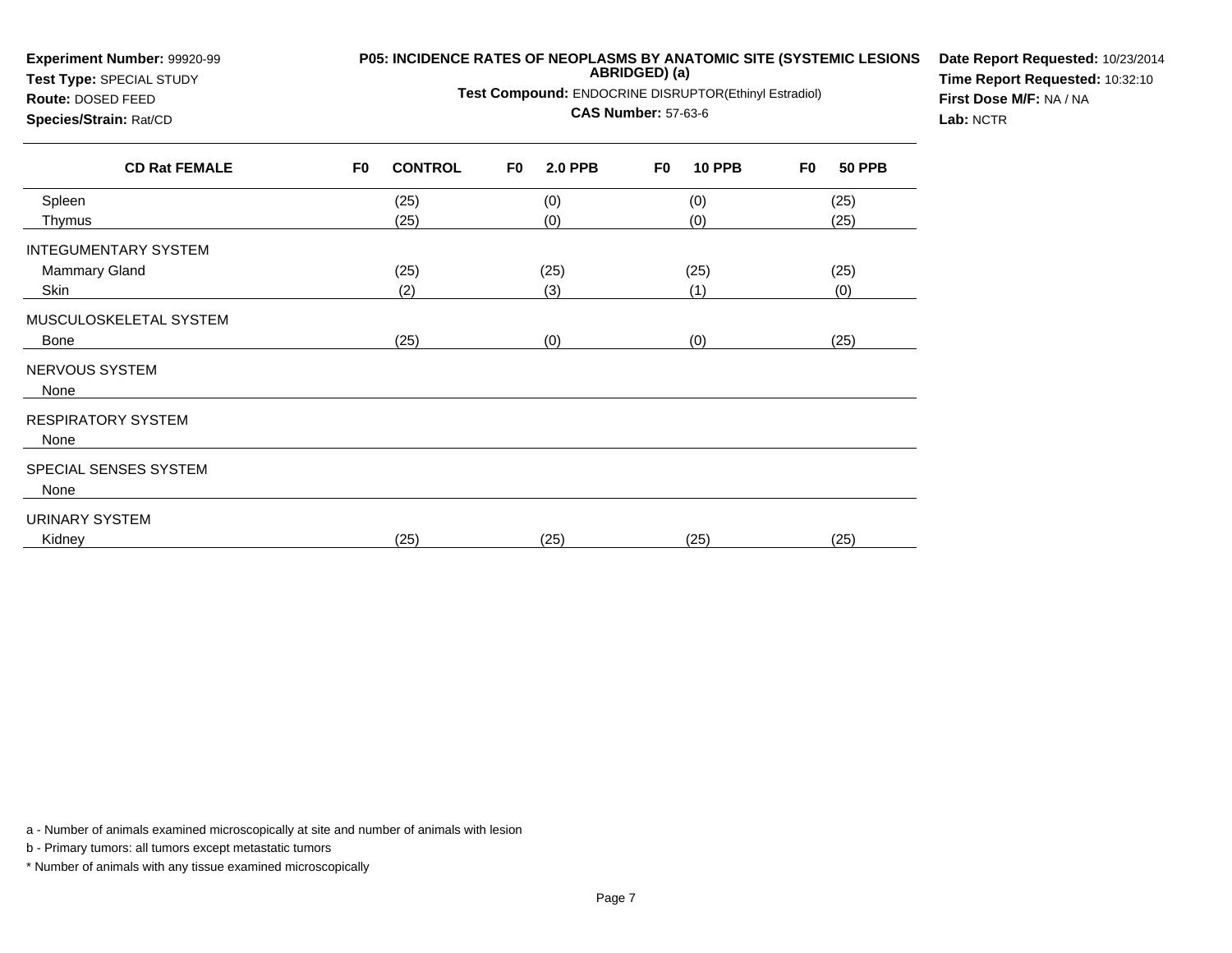**Experiment Number:** 99920-99
**Test Type:** SPECIAL STUDY
**Route:** DOSED FEED
**Species/Strain:** Rat/CD

**P05: INCIDENCE RATES OF NEOPLASMS BY ANATOMIC SITE (SYSTEMIC LESIONS ABRIDGED) (a)**

**Test Compound:** ENDOCRINE DISRUPTOR(Ethinyl Estradiol)

**CAS Number:** 57-63-6

**Date Report Requested:** 10/23/2014
**Time Report Requested:** 10:32:10
**First Dose M/F:** NA / NA
**Lab:** NCTR

| CD Rat FEMALE | F0 CONTROL | F0 2.0 PPB | F0 10 PPB | F0 50 PPB |
|---|---|---|---|---|
| Spleen | (25) | (0) | (0) | (25) |
| Thymus | (25) | (0) | (0) | (25) |
| INTEGUMENTARY SYSTEM | | | | |
| Mammary Gland | (25) | (25) | (25) | (25) |
| Skin | (2) | (3) | (1) | (0) |
| MUSCULOSKELETAL SYSTEM | | | | |
| Bone | (25) | (0) | (0) | (25) |
| NERVOUS SYSTEM | | | | |
| None | | | | |
| RESPIRATORY SYSTEM | | | | |
| None | | | | |
| SPECIAL SENSES SYSTEM | | | | |
| None | | | | |
| URINARY SYSTEM | | | | |
| Kidney | (25) | (25) | (25) | (25) |

a - Number of animals examined microscopically at site and number of animals with lesion

b - Primary tumors: all tumors except metastatic tumors

* Number of animals with any tissue examined microscopically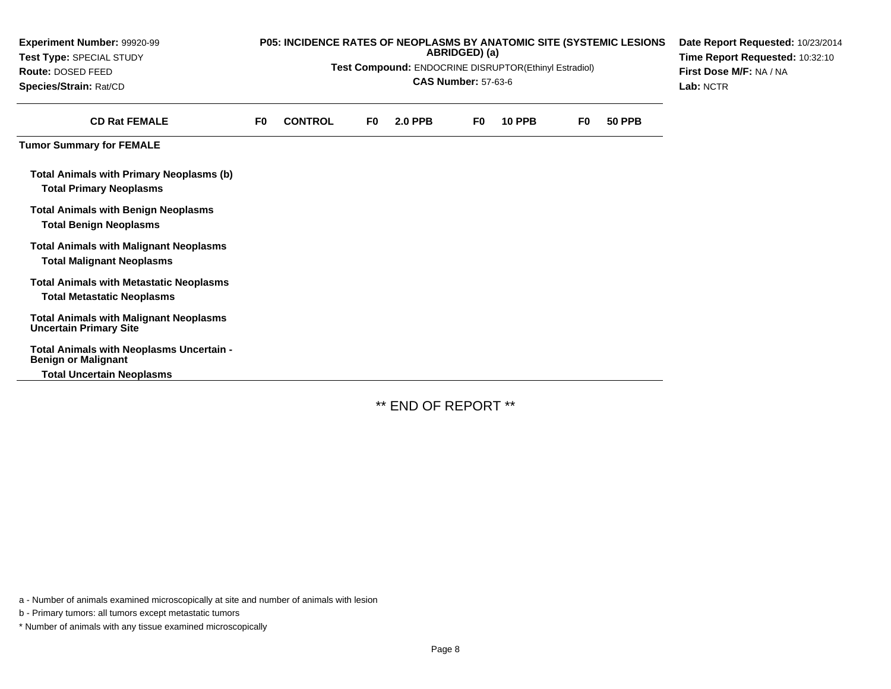**Experiment Number:** 99920-99
**Test Type:** SPECIAL STUDY
**Route:** DOSED FEED
**Species/Strain:** Rat/CD

**P05: INCIDENCE RATES OF NEOPLASMS BY ANATOMIC SITE (SYSTEMIC LESIONS ABRIDGED) (a)**

**Test Compound:** ENDOCRINE DISRUPTOR(Ethinyl Estradiol)

**CAS Number:** 57-63-6

**Date Report Requested:** 10/23/2014
**Time Report Requested:** 10:32:10
**First Dose M/F:** NA / NA
**Lab:** NCTR

| CD Rat FEMALE | F0 | CONTROL | F0 | 2.0 PPB | F0 | 10 PPB | F0 | 50 PPB |
|---|---|---|---|---|---|---|---|---|
| **Tumor Summary for FEMALE** | | | | | | | | |
| **Total Animals with Primary Neoplasms (b)** | | | | | | | | |
| **Total Primary Neoplasms** | | | | | | | | |
| **Total Animals with Benign Neoplasms** | | | | | | | | |
| **Total Benign Neoplasms** | | | | | | | | |
| **Total Animals with Malignant Neoplasms** | | | | | | | | |
| **Total Malignant Neoplasms** | | | | | | | | |
| **Total Animals with Metastatic Neoplasms** | | | | | | | | |
| **Total Metastatic Neoplasms** | | | | | | | | |
| **Total Animals with Malignant Neoplasms Uncertain Primary Site** | | | | | | | | |
| **Total Animals with Neoplasms Uncertain - Benign or Malignant** | | | | | | | | |
| **Total Uncertain Neoplasms** | | | | | | | | |

** END OF REPORT **

a - Number of animals examined microscopically at site and number of animals with lesion

b - Primary tumors: all tumors except metastatic tumors

* Number of animals with any tissue examined microscopically